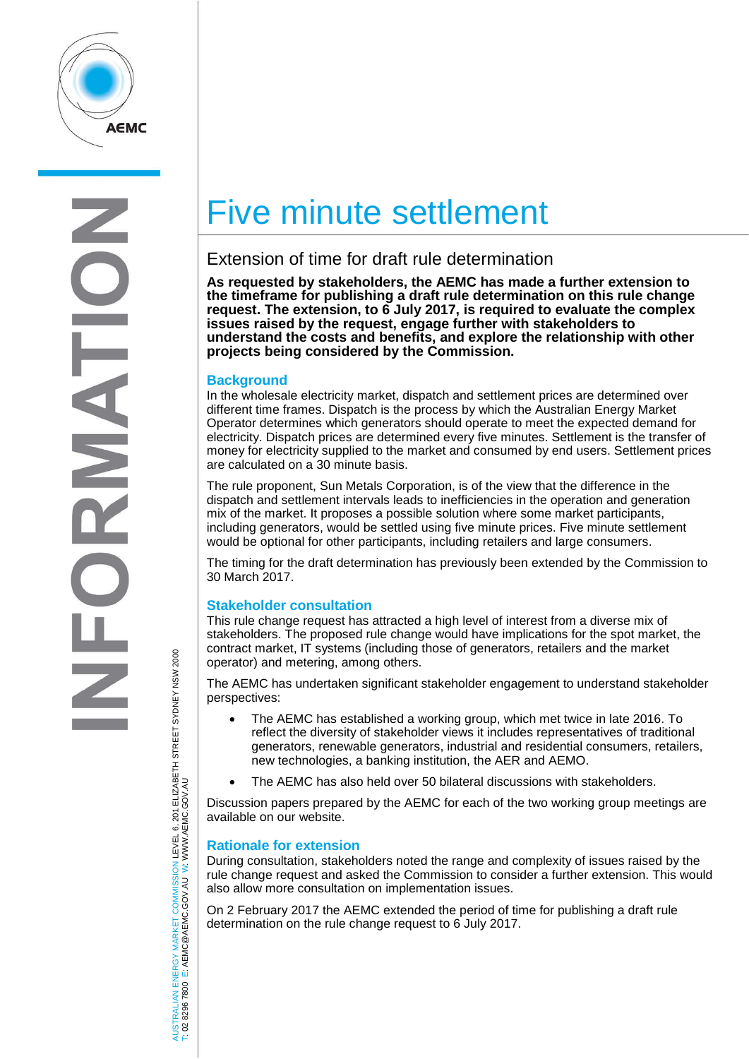# Five minute settlement

## Extension of time for draft rule determination

**As requested by stakeholders, the AEMC has made a further extension to the timeframe for publishing a draft rule determination on this rule change request. The extension, to 6 July 2017, is required to evaluate the complex issues raised by the request, engage further with stakeholders to understand the costs and benefits, and explore the relationship with other projects being considered by the Commission.**

### Background

In the wholesale electricity market, dispatch and settlement prices are determined over different time frames. Dispatch is the process by which the Australian Energy Market Operator determines which generators should operate to meet the expected demand for electricity. Dispatch prices are determined every five minutes. Settlement is the transfer of money for electricity supplied to the market and consumed by end users. Settlement prices are calculated on a 30 minute basis.

The rule proponent, Sun Metals Corporation, is of the view that the difference in the dispatch and settlement intervals leads to inefficiencies in the operation and generation mix of the market. It proposes a possible solution where some market participants, including generators, would be settled using five minute prices. Five minute settlement would be optional for other participants, including retailers and large consumers.

The timing for the draft determination has previously been extended by the Commission to 30 March 2017.

### Stakeholder consultation

This rule change request has attracted a high level of interest from a diverse mix of stakeholders. The proposed rule change would have implications for the spot market, the contract market, IT systems (including those of generators, retailers and the market operator) and metering, among others.

The AEMC has undertaken significant stakeholder engagement to understand stakeholder perspectives:

- The AEMC has established a working group, which met twice in late 2016. To reflect the diversity of stakeholder views it includes representatives of traditional generators, renewable generators, industrial and residential consumers, retailers, new technologies, a banking institution, the AER and AEMO.
- The AEMC has also held over 50 bilateral discussions with stakeholders.

Discussion papers prepared by the AEMC for each of the two working group meetings are available on our website.

### Rationale for extension

During consultation, stakeholders noted the range and complexity of issues raised by the rule change request and asked the Commission to consider a further extension. This would also allow more consultation on implementation issues.

On 2 February 2017 the AEMC extended the period of time for publishing a draft rule determination on the rule change request to 6 July 2017.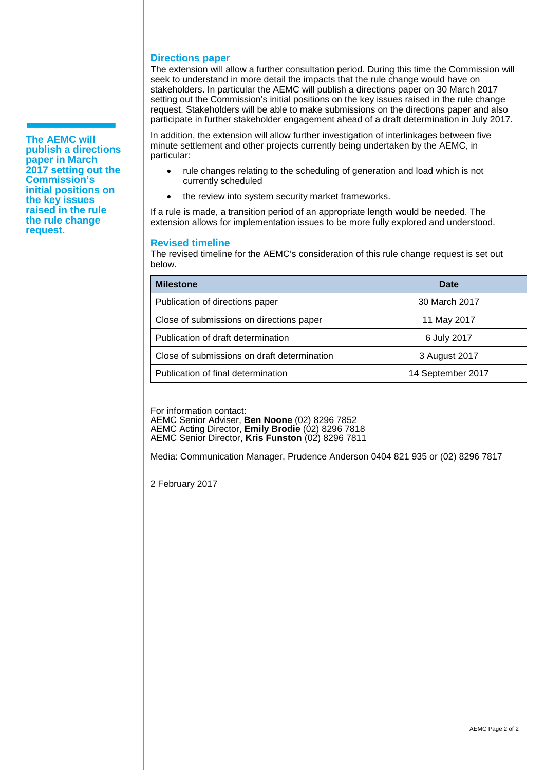The AEMC will publish a directions paper in March 2017 setting out the Commission's initial positions on the key issues raised in the rule the rule change request.

## Directions paper

The extension will allow a further consultation period. During this time the Commission will seek to understand in more detail the impacts that the rule change would have on stakeholders. In particular the AEMC will publish a directions paper on 30 March 2017 setting out the Commission's initial positions on the key issues raised in the rule change request. Stakeholders will be able to make submissions on the directions paper and also participate in further stakeholder engagement ahead of a draft determination in July 2017.

In addition, the extension will allow further investigation of interlinkages between five minute settlement and other projects currently being undertaken by the AEMC, in particular:

- rule changes relating to the scheduling of generation and load which is not currently scheduled
- the review into system security market frameworks.

If a rule is made, a transition period of an appropriate length would be needed. The extension allows for implementation issues to be more fully explored and understood.

## Revised timeline

The revised timeline for the AEMC's consideration of this rule change request is set out below.

| Milestone | Date |
|---|---|
| Publication of directions paper | 30 March 2017 |
| Close of submissions on directions paper | 11 May 2017 |
| Publication of draft determination | 6 July 2017 |
| Close of submissions on draft determination | 3 August 2017 |
| Publication of final determination | 14 September 2017 |

For information contact:
AEMC Senior Adviser, **Ben Noone** (02) 8296 7852
AEMC Acting Director, **Emily Brodie** (02) 8296 7818
AEMC Senior Director, **Kris Funston** (02) 8296 7811

Media: Communication Manager, Prudence Anderson 0404 821 935 or (02) 8296 7817

2 February 2017